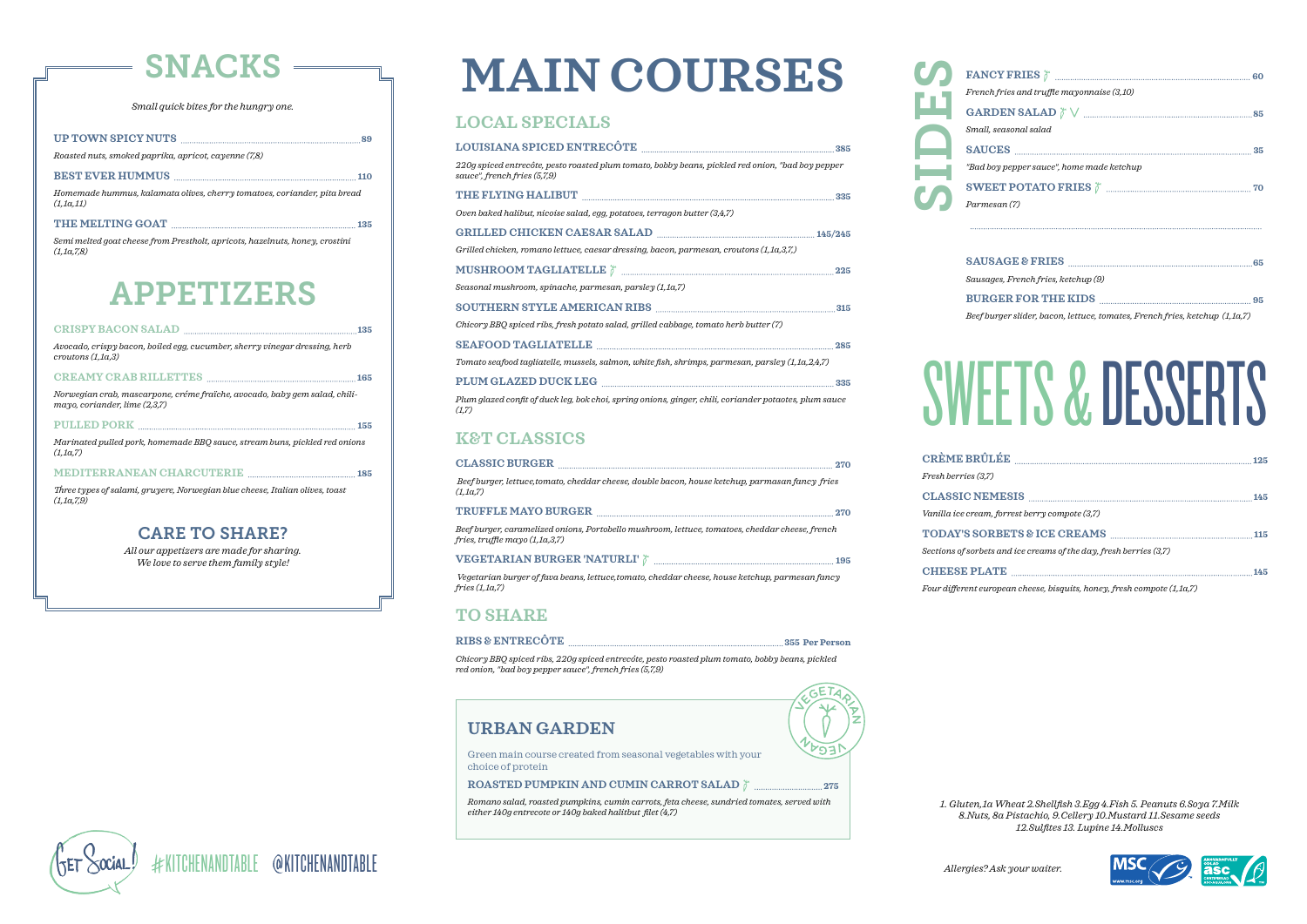# SNACKS

*Small quick bites for the hungry one.*

**UP TOWN SPICY NUTS** ... 89

*Roasted nuts, smoked paprika, apricot, cayenne (7,8)*

**BEST EVER HUMMUS** ... 110

*Homemade hummus, kalamata olives, cherry tomatoes, coriander, pita bread (1,1a,11)*

**THE MELTING GOAT** ... 135

*Semi melted goat cheese from Prestholt, apricots, hazelnuts, honey, crostini (1,1a,7,8)*

# APPETIZERS

**CRISPY BACON SALAD** ... 135

*Avocado, crispy bacon, boiled egg, cucumber, sherry vinegar dressing, herb croutons (1,1a,3)*

**CREAMY CRAB RILLETTES** ... 165

*Norwegian crab, mascarpone, crème fraîche, avocado, baby gem salad, chili-mayo, coriander, lime (2,3,7)*

**PULLED PORK** ... 155

*Marinated pulled pork, homemade BBQ sauce, stream buns, pickled red onions (1,1a,7)*

**MEDITERRANEAN CHARCUTERIE** ... 185

*Three types of salami, gruyere, Norwegian blue cheese, Italian olives, toast (1,1a,7,9)*

## CARE TO SHARE?

*All our appetizers are made for sharing.*
*We love to serve them family style!*

# MAIN COURSES

## LOCAL SPECIALS

**LOUISIANA SPICED ENTRECÔTE** ... 385

*220g spiced entrecôte, pesto roasted plum tomato, bobby beans, pickled red onion, "bad boy pepper sauce", french fries (5,7,9)*

**THE FLYING HALIBUT** ... 335

*Oven baked halibut, nicoise salad, egg, potatoes, terragon butter (3,4,7)*

**GRILLED CHICKEN CAESAR SALAD** ... 145/245

*Grilled chicken, romano lettuce, caesar dressing, bacon, parmesan, croutons (1,1a,3,7,)*

**MUSHROOM TAGLIATELLE** ... 225

*Seasonal mushroom, spinache, parmesan, parsley (1,1a,7)*

**SOUTHERN STYLE AMERICAN RIBS** ... 315

*Chicory BBQ spiced ribs, fresh potato salad, grilled cabbage, tomato herb butter (7)*

**SEAFOOD TAGLIATELLE** ... 285

*Tomato seafood tagliatelle, mussels, salmon, white fish, shrimps, parmesan, parsley (1,1a,2,4,7)*

**PLUM GLAZED DUCK LEG** ... 335

*Plum glazed confit of duck leg, bok choi, spring onions, ginger, chili, coriander potaotes, plum sauce (1,7)*

## K&T CLASSICS

**CLASSIC BURGER** ... 270

*Beef burger, lettuce,tomato, cheddar cheese, double bacon, house ketchup, parmasan fancy fries (1,1a,7)*

**TRUFFLE MAYO BURGER** ... 270

*Beef burger, caramelized onions, Portobello mushroom, lettuce, tomatoes, cheddar cheese, french fries, truffle mayo (1,1a,3,7)*

**VEGETARIAN BURGER 'NATURLI'** ... 195

*Vegetarian burger of fava beans, lettuce,tomato, cheddar cheese, house ketchup, parmesan fancy fries (1,1a,7)*

## TO SHARE

**RIBS & ENTRECÔTE** ... 355 Per Person

*Chicory BBQ spiced ribs, 220g spiced entrecôte, pesto roasted plum tomato, bobby beans, pickled red onion, "bad boy pepper sauce", french fries (5,7,9)*

## URBAN GARDEN

VEGETARIAN · VEGAN

Green main course created from seasonal vegetables with your choice of protein

**ROASTED PUMPKIN AND CUMIN CARROT SALAD** ... 275

*Romano salad, roasted pumpkins, cumin carrots, feta cheese, sundried tomatoes, served with either 140g entrecote or 140g baked halitbut filet (4,7)*

# SIDES

**FANCY FRIES** ... 60

*French fries and truffle mayonnaise (3,10)*

**GARDEN SALAD** V ... 85

*Small, seasonal salad*

**SAUCES** ... 35

*"Bad boy pepper sauce", home made ketchup*

**SWEET POTATO FRIES** ... 70

*Parmesan (7)*

**SAUSAGE & FRIES** ... 65

*Sausages, French fries, ketchup (9)*

**BURGER FOR THE KIDS** ... 95

*Beef burger slider, bacon, lettuce, tomates, French fries, ketchup (1,1a,7)*

# SWEETS & DESSERTS

**CRÈME BRÛLÉE** ... 125

*Fresh berries (3,7)*

**CLASSIC NEMESIS** ... 145

*Vanilla ice cream, forrest berry compote (3,7)*

**TODAY'S SORBETS & ICE CREAMS** ... 115

*Sections of sorbets and ice creams of the day, fresh berries (3,7)*

**CHEESE PLATE** ... 145

*Four different european cheese, bisquits, honey, fresh compote (1,1a,7)*

*1. Gluten,1a Wheat 2.Shellfish 3.Egg 4.Fish 5. Peanuts 6.Soya 7.Milk 8.Nuts, 8a Pistachio, 9.Cellery 10.Mustard 11.Sesame seeds 12.Sulfites 13. Lupine 14.Molluscs*

*Allergies? Ask your waiter.*

Get Social! #KITCHENANDTABLE @KITCHENANDTABLE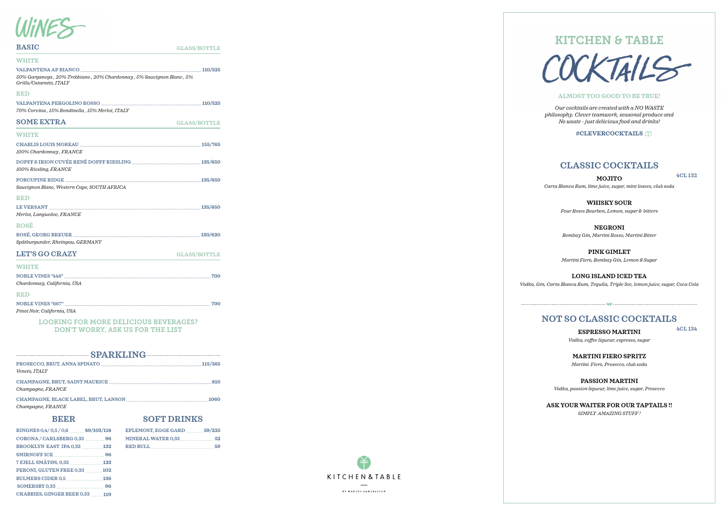# WINES

## BASIC

GLASS/BOTTLE

### WHITE

**VALPANTENA AP BIANCO** .......... 110/525
*50% Garganega, 20% Trebbiano, 20% Chardonnay, 5% Sauvignon Blanc, 5% Grillo/Cataratto, ITALY*

### RED

**VALPANTENA PERGOLINO ROSSO** .......... 110/525
*70% Corvina, 15% Rondinella, 15% Merlot, ITALY*

## SOME EXTRA

GLASS/BOTTLE

### WHITE

**CHABLIS LOUIS MOREAU** .......... 155/765
*100% Chardonnay, FRANCE*

**DOPFF & IRION CUVÉE RENÉ DOPFF RIESLING** .......... 135/650
*100% Riesling, FRANCE*

**PORCUPINE RIDGE** .......... 135/650
*Sauvignon Blanc, Western Cape, SOUTH AFRICA*

### RED

**LE VERSANT** .......... 135/650
*Merlot, Languedoc, FRANCE*

### ROSÈ

**ROSÉ, GEORG BREUER** .......... 130/620
*Spätburgunder, Rheingau, GERMANY*

## LET'S GO CRAZY

GLASS/BOTTLE

### WHITE

**NOBLE VINES "446"** .......... 700
*Chardonnay, California, USA*

### RED

**NOBLE VINES "667"** .......... 700
*Pinot Noir, California, USA*

**LOOKING FOR MORE DELICIOUS BEVERAGES? DON'T WORRY, ASK US FOR THE LIST**

## SPARKLING

**PROSECCO, BRUT, ANNA SPINATO** .......... 115/565
*Veneto, ITALY*

**CHAMPAGNE, BRUT, SAINT MAURICE** .......... 810
*Champagne, FRANCE*

**CHAMPAGNE, BLACK LABEL, BRUT, LANSON** .......... 1060
*Champagne, FRANCE*

## BEER

| | |
|---|---|
| RINGNES 0,4/ 0,5 / 0,6 | 89/103/118 |
| CORONA / CARLSBERG 0,33 | 96 |
| BROOKLYN EAST IPA 0,33 | 132 |
| SMIRNOFF ICE | 96 |
| 7 FJELL SMÅTØS, 0,33 | 123 |
| PERONI, GLUTEN FREE 0,33 | 102 |
| BULMERS CIDER 0,5 | 136 |
| SOMERSBY 0,33 | 96 |
| CRABBIES, GINGER BEER 0,33 | 119 |

## SOFT DRINKS

| | |
|---|---|
| EPLEMOST, EGGE GARD | 59/225 |
| MINERAL WATER 0,33 | 52 |
| RED BULL | 59 |

KITCHEN&TABLE
BY MARCUS SAMUELSSON

# KITCHEN & TABLE COCKTAILS

**ALMOST TOO GOOD TO BE TRUE!**

*Our cocktails are created with a NO WASTE philosophy. Clever teamwork, seasonal produce and No waste - just delicious food and drinks!*

**#CLEVERCOCKTAILS**

## CLASSIC COCKTAILS

4CL 132

**MOJITO**
*Carta Blanca Rum, lime juice, sugar, mint leaves, club soda*

**WHISKY SOUR**
*Four Roses Bourbon, Lemon, sugar & bitters*

**NEGRONI**
*Bombay Gin, Martini Rosso, Martini Bitter*

**PINK GIMLET**
*Martini Fiero, Bombay Gin, Lemon & Sugar*

**LONG ISLAND ICED TEA**
*Vodka, Gin, Carta Blanca Rum, Tequila, Triple Sec, lemon juice, sugar, Coca Cola*

## NOT SO CLASSIC COCKTAILS

4CL 134

**ESPRESSO MARTINI**
*Vodka, coffee liqueur, espresso, sugar*

**MARTINI FIERO SPRITZ**
*Martini Fiero, Prosecco, club soda*

**PASSION MARTINI**
*Vodka, passion liqueur, lime juice, sugar, Prosecco*

**ASK YOUR WAITER FOR OUR TAPTAILS !!**
*SIMPLY AMAZING STUFF !*